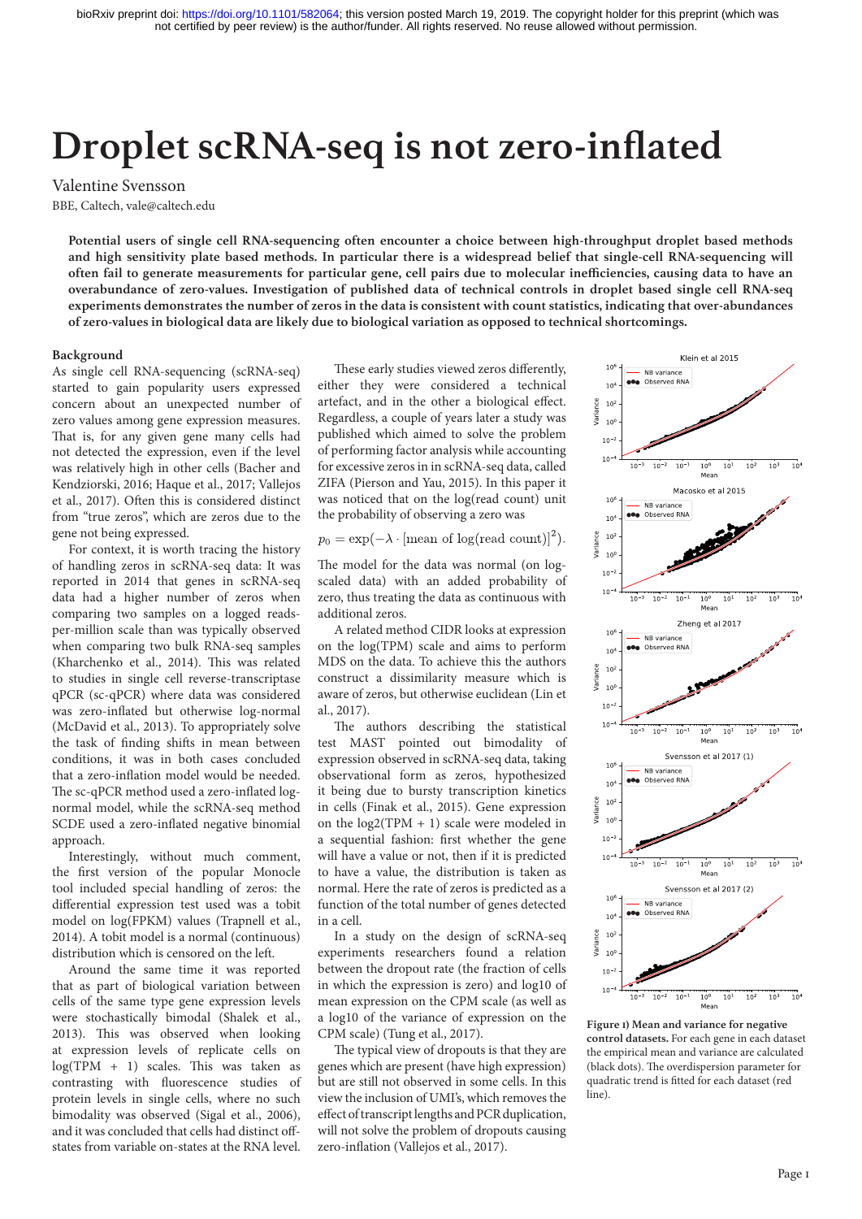# Droplet scRNA-seq is not zero-inflated

Valentine Svensson

BBE, Caltech, vale@caltech.edu

**Potential users of single cell RNA-sequencing often encounter a choice between high-throughput droplet based methods and high sensitivity plate based methods. In particular there is a widespread belief that single-cell RNA-sequencing will often fail to generate measurements for particular gene, cell pairs due to molecular inefficiencies, causing data to have an overabundance of zero-values. Investigation of published data of technical controls in droplet based single cell RNA-seq experiments demonstrates the number of zeros in the data is consistent with count statistics, indicating that over-abundances of zero-values in biological data are likely due to biological variation as opposed to technical shortcomings.**

## Background

As single cell RNA-sequencing (scRNA-seq) started to gain popularity users expressed concern about an unexpected number of zero values among gene expression measures. That is, for many given gene many cells had not detected the expression, even if the level was relatively high in other cells (Bacher and Kendziorski, 2016; Haque et al., 2017; Vallejos et al., 2017). Often this is considered distinct from "true zeros", which are zeros due to the gene not being expressed.

For context, it is worth tracing the history of handling zeros in scRNA-seq data: It was reported in 2014 that genes in scRNA-seq data had a higher number of zeros when comparing two samples on a logged reads-per-million scale than was typically observed when comparing two bulk RNA-seq samples (Kharchenko et al., 2014). This was related to studies in single cell reverse-transcriptase qPCR (sc-qPCR) where data was considered was zero-inflated but otherwise log-normal (McDavid et al., 2013). To appropriately solve the task of finding shifts in mean between conditions, it was in both cases concluded that a zero-inflation model would be needed. The sc-qPCR method used a zero-inflated log-normal model, while the scRNA-seq method SCDE used a zero-inflated negative binomial approach.

Interestingly, without much comment, the first version of the popular Monocle tool included special handling of zeros: the differential expression test used was a tobit model on log(FPKM) values (Trapnell et al., 2014). A tobit model is a normal (continuous) distribution which is censored on the left.

Around the same time it was reported that as part of biological variation between cells of the same type gene expression levels were stochastically bimodal (Shalek et al., 2013). This was observed when looking at expression levels of replicate cells on log(TPM + 1) scales. This was taken as contrasting with fluorescence studies of protein levels in single cells, where no such bimodality was observed (Sigal et al., 2006), and it was concluded that cells had distinct off-states from variable on-states at the RNA level.

These early studies viewed zeros differently, either they were considered a technical artefact, and in the other a biological effect. Regardless, a couple of years later a study was published which aimed to solve the problem of performing factor analysis while accounting for excessive zeros in in scRNA-seq data, called ZIFA (Pierson and Yau, 2015). In this paper it was noticed that on the log(read count) unit the probability of observing a zero was

$$p_0 = \exp(-\lambda \cdot [\text{mean of } \log(\text{read count})]^2).$$

The model for the data was normal (on log-scaled data) with an added probability of zero, thus treating the data as continuous with additional zeros.

A related method CIDR looks at expression on the log(TPM) scale and aims to perform MDS on the data. To achieve this the authors construct a dissimilarity measure which is aware of zeros, but otherwise euclidean (Lin et al., 2017).

The authors describing the statistical test MAST pointed out bimodality of expression observed in scRNA-seq data, taking observational form as zeros, hypothesized it being due to bursty transcription kinetics in cells (Finak et al., 2015). Gene expression on the log2(TPM + 1) scale were modeled in a sequential fashion: first whether the gene will have a value or not, then if it is predicted to have a value, the distribution is taken as normal. Here the rate of zeros is predicted as a function of the total number of genes detected in a cell.

In a study on the design of scRNA-seq experiments researchers found a relation between the dropout rate (the fraction of cells in which the expression is zero) and log10 of mean expression on the CPM scale (as well as a log10 of the variance of expression on the CPM scale) (Tung et al., 2017).

The typical view of dropouts is that they are genes which are present (have high expression) but are still not observed in some cells. In this view the inclusion of UMI's, which removes the effect of transcript lengths and PCR duplication, will not solve the problem of dropouts causing zero-inflation (Vallejos et al., 2017).

**Figure 1) Mean and variance for negative control datasets.** For each gene in each dataset the empirical mean and variance are calculated (black dots). The overdispersion parameter for quadratic trend is fitted for each dataset (red line).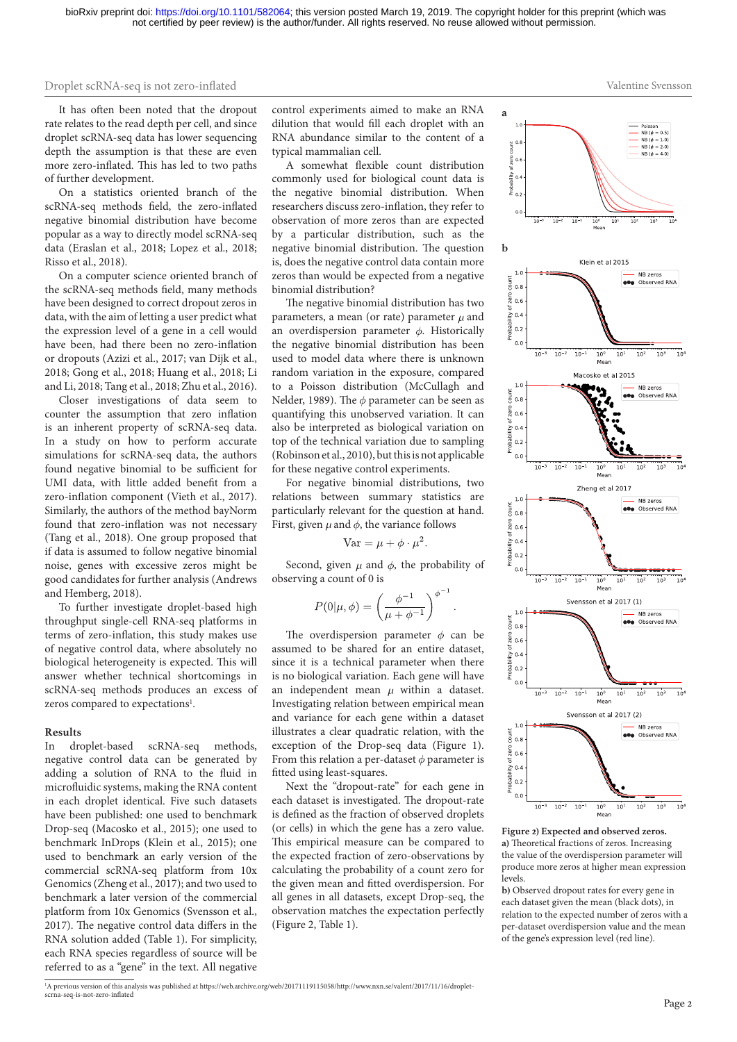It has often been noted that the dropout rate relates to the read depth per cell, and since droplet scRNA-seq data has lower sequencing depth the assumption is that these are even more zero-inflated. This has led to two paths of further development.

On a statistics oriented branch of the scRNA-seq methods field, the zero-inflated negative binomial distribution have become popular as a way to directly model scRNA-seq data (Eraslan et al., 2018; Lopez et al., 2018; Risso et al., 2018).

On a computer science oriented branch of the scRNA-seq methods field, many methods have been designed to correct dropout zeros in data, with the aim of letting a user predict what the expression level of a gene in a cell would have been, had there been no zero-inflation or dropouts (Azizi et al., 2017; van Dijk et al., 2018; Gong et al., 2018; Huang et al., 2018; Li and Li, 2018; Tang et al., 2018; Zhu et al., 2016).

Closer investigations of data seem to counter the assumption that zero inflation is an inherent property of scRNA-seq data. In a study on how to perform accurate simulations for scRNA-seq data, the authors found negative binomial to be sufficient for UMI data, with little added benefit from a zero-inflation component (Vieth et al., 2017). Similarly, the authors of the method bayNorm found that zero-inflation was not necessary (Tang et al., 2018). One group proposed that if data is assumed to follow negative binomial noise, genes with excessive zeros might be good candidates for further analysis (Andrews and Hemberg, 2018).

To further investigate droplet-based high throughput single-cell RNA-seq platforms in terms of zero-inflation, this study makes use of negative control data, where absolutely no biological heterogeneity is expected. This will answer whether technical shortcomings in scRNA-seq methods produces an excess of zeros compared to expectations[1].

## Results

In droplet-based scRNA-seq methods, negative control data can be generated by adding a solution of RNA to the fluid in microfluidic systems, making the RNA content in each droplet identical. Five such datasets have been published: one used to benchmark Drop-seq (Macosko et al., 2015); one used to benchmark InDrops (Klein et al., 2015); one used to benchmark an early version of the commercial scRNA-seq platform from 10x Genomics (Zheng et al., 2017); and two used to benchmark a later version of the commercial platform from 10x Genomics (Svensson et al., 2017). The negative control data differs in the RNA solution added (Table 1). For simplicity, each RNA species regardless of source will be referred to as a "gene" in the text. All negative control experiments aimed to make an RNA dilution that would fill each droplet with an RNA abundance similar to the content of a typical mammalian cell.

A somewhat flexible count distribution commonly used for biological count data is the negative binomial distribution. When researchers discuss zero-inflation, they refer to observation of more zeros than are expected by a particular distribution, such as the negative binomial distribution. The question is, does the negative control data contain more zeros than would be expected from a negative binomial distribution?

The negative binomial distribution has two parameters, a mean (or rate) parameter $\mu$ and an overdispersion parameter $\phi$. Historically the negative binomial distribution has been used to model data where there is unknown random variation in the exposure, compared to a Poisson distribution (McCullagh and Nelder, 1989). The $\phi$ parameter can be seen as quantifying this unobserved variation. It can also be interpreted as biological variation on top of the technical variation due to sampling (Robinson et al., 2010), but this is not applicable for these negative control experiments.

For negative binomial distributions, two relations between summary statistics are particularly relevant for the question at hand. First, given $\mu$ and $\phi$, the variance follows

$$\mathrm{Var} = \mu + \phi \cdot \mu^2.$$

Second, given $\mu$ and $\phi$, the probability of observing a count of 0 is

$$P(0|\mu, \phi) = \left( \frac{\phi^{-1}}{\mu + \phi^{-1}} \right)^{\phi^{-1}}.$$

The overdispersion parameter $\phi$ can be assumed to be shared for an entire dataset, since it is a technical parameter when there is no biological variation. Each gene will have an independent mean $\mu$ within a dataset. Investigating relation between empirical mean and variance for each gene within a dataset illustrates a clear quadratic relation, with the exception of the Drop-seq data (Figure 1). From this relation a per-dataset $\phi$ parameter is fitted using least-squares.

Next the "dropout-rate" for each gene in each dataset is investigated. The dropout-rate is defined as the fraction of observed droplets (or cells) in which the gene has a zero value. This empirical measure can be compared to the expected fraction of zero-observations by calculating the probability of a count zero for the given mean and fitted overdispersion. For all genes in all datasets, except Drop-seq, the observation matches the expectation perfectly (Figure 2, Table 1).

**Figure 2) Expected and observed zeros.**
**a)** Theoretical fractions of zeros. Increasing the value of the overdispersion parameter will produce more zeros at higher mean expression levels.
**b)** Observed dropout rates for every gene in each dataset given the mean (black dots), in relation to the expected number of zeros with a per-dataset overdispersion value and the mean of the gene's expression level (red line).

[1]A previous version of this analysis was published at https://web.archive.org/web/20171119115058/http://www.nxn.se/valent/2017/11/16/droplet-scrna-seq-is-not-zero-inflated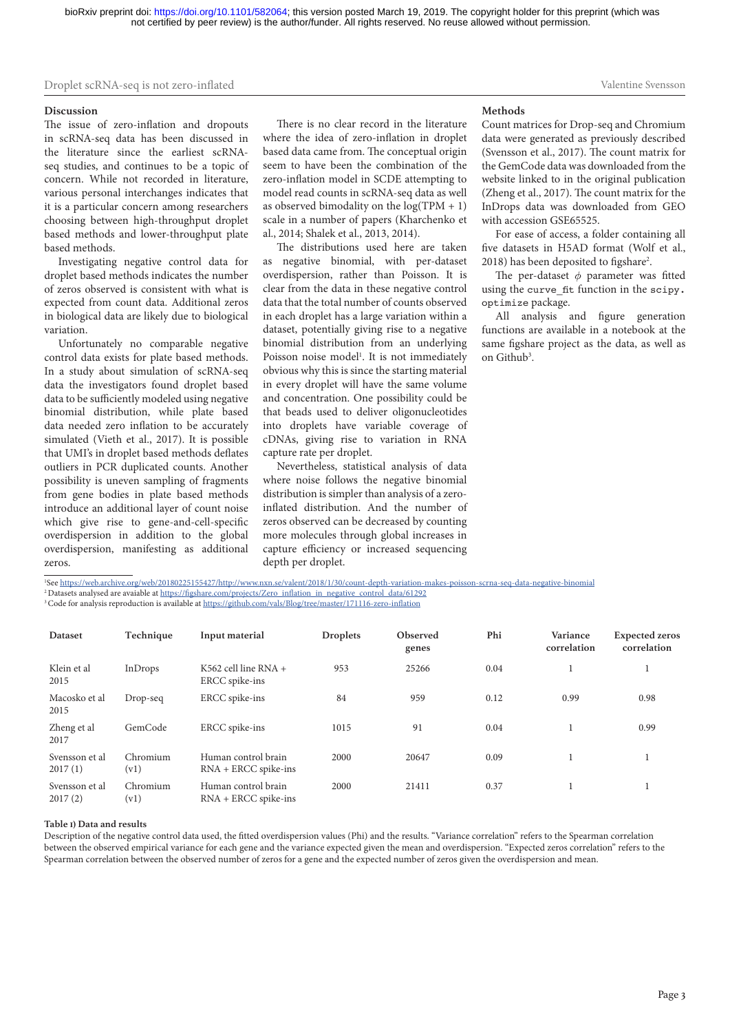## Discussion

The issue of zero-inflation and dropouts in scRNA-seq data has been discussed in the literature since the earliest scRNA-seq studies, and continues to be a topic of concern. While not recorded in literature, various personal interchanges indicates that it is a particular concern among researchers choosing between high-throughput droplet based methods and lower-throughput plate based methods.

Investigating negative control data for droplet based methods indicates the number of zeros observed is consistent with what is expected from count data. Additional zeros in biological data are likely due to biological variation.

Unfortunately no comparable negative control data exists for plate based methods. In a study about simulation of scRNA-seq data the investigators found droplet based data to be sufficiently modeled using negative binomial distribution, while plate based data needed zero inflation to be accurately simulated (Vieth et al., 2017). It is possible that UMI's in droplet based methods deflates outliers in PCR duplicated counts. Another possibility is uneven sampling of fragments from gene bodies in plate based methods introduce an additional layer of count noise which give rise to gene-and-cell-specific overdispersion in addition to the global overdispersion, manifesting as additional zeros.

There is no clear record in the literature where the idea of zero-inflation in droplet based data came from. The conceptual origin seem to have been the combination of the zero-inflation model in SCDE attempting to model read counts in scRNA-seq data as well as observed bimodality on the log(TPM + 1) scale in a number of papers (Kharchenko et al., 2014; Shalek et al., 2013, 2014).

The distributions used here are taken as negative binomial, with per-dataset overdispersion, rather than Poisson. It is clear from the data in these negative control data that the total number of counts observed in each droplet has a large variation within a dataset, potentially giving rise to a negative binomial distribution from an underlying Poisson noise model[1]. It is not immediately obvious why this is since the starting material in every droplet will have the same volume and concentration. One possibility could be that beads used to deliver oligonucleotides into droplets have variable coverage of cDNAs, giving rise to variation in RNA capture rate per droplet.

Nevertheless, statistical analysis of data where noise follows the negative binomial distribution is simpler than analysis of a zero-inflated distribution. And the number of zeros observed can be decreased by counting more molecules through global increases in capture efficiency or increased sequencing depth per droplet.

## Methods

Count matrices for Drop-seq and Chromium data were generated as previously described (Svensson et al., 2017). The count matrix for the GemCode data was downloaded from the website linked to in the original publication (Zheng et al., 2017). The count matrix for the InDrops data was downloaded from GEO with accession GSE65525.

For ease of access, a folder containing all five datasets in H5AD format (Wolf et al., 2018) has been deposited to figshare[2].

The per-dataset $\phi$ parameter was fitted using the `curve_fit` function in the `scipy.optimize` package.

All analysis and figure generation functions are available in a notebook at the same figshare project as the data, as well as on Github[3].

[1] See https://web.archive.org/web/20180225155427/http://www.nxn.se/valent/2018/1/30/count-depth-variation-makes-poisson-scrna-seq-data-negative-binomial

[2] Datasets analysed are avaiable at https://figshare.com/projects/Zero_inflation_in_negative_control_data/61292

[3] Code for analysis reproduction is available at https://github.com/vals/Blog/tree/master/171116-zero-inflation

| Dataset | Technique | Input material | Droplets | Observed genes | Phi | Variance correlation | Expected zeros correlation |
|---|---|---|---|---|---|---|---|
| Klein et al 2015 | InDrops | K562 cell line RNA + ERCC spike-ins | 953 | 25266 | 0.04 | 1 | 1 |
| Macosko et al 2015 | Drop-seq | ERCC spike-ins | 84 | 959 | 0.12 | 0.99 | 0.98 |
| Zheng et al 2017 | GemCode | ERCC spike-ins | 1015 | 91 | 0.04 | 1 | 0.99 |
| Svensson et al 2017 (1) | Chromium (v1) | Human control brain RNA + ERCC spike-ins | 2000 | 20647 | 0.09 | 1 | 1 |
| Svensson et al 2017 (2) | Chromium (v1) | Human control brain RNA + ERCC spike-ins | 2000 | 21411 | 0.37 | 1 | 1 |

**Table 1) Data and results**

Description of the negative control data used, the fitted overdispersion values (Phi) and the results. "Variance correlation" refers to the Spearman correlation between the observed empirical variance for each gene and the variance expected given the mean and overdispersion. "Expected zeros correlation" refers to the Spearman correlation between the observed number of zeros for a gene and the expected number of zeros given the overdispersion and mean.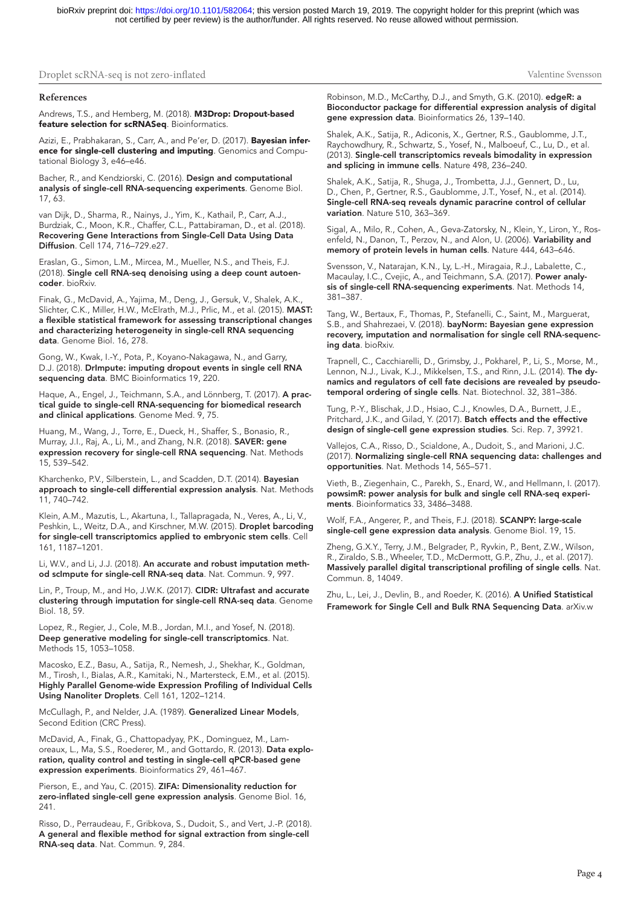## References

Andrews, T.S., and Hemberg, M. (2018). **M3Drop: Dropout-based feature selection for scRNASeq**. Bioinformatics.

Azizi, E., Prabhakaran, S., Carr, A., and Pe'er, D. (2017). **Bayesian inference for single-cell clustering and imputing**. Genomics and Computational Biology 3, e46–e46.

Bacher, R., and Kendziorski, C. (2016). **Design and computational analysis of single-cell RNA-sequencing experiments**. Genome Biol. 17, 63.

van Dijk, D., Sharma, R., Nainys, J., Yim, K., Kathail, P., Carr, A.J., Burdziak, C., Moon, K.R., Chaffer, C.L., Pattabiraman, D., et al. (2018). **Recovering Gene Interactions from Single-Cell Data Using Data Diffusion**. Cell 174, 716–729.e27.

Eraslan, G., Simon, L.M., Mircea, M., Mueller, N.S., and Theis, F.J. (2018). **Single cell RNA-seq denoising using a deep count autoencoder**. bioRxiv.

Finak, G., McDavid, A., Yajima, M., Deng, J., Gersuk, V., Shalek, A.K., Slichter, C.K., Miller, H.W., McElrath, M.J., Prlic, M., et al. (2015). **MAST: a flexible statistical framework for assessing transcriptional changes and characterizing heterogeneity in single-cell RNA sequencing data**. Genome Biol. 16, 278.

Gong, W., Kwak, I.-Y., Pota, P., Koyano-Nakagawa, N., and Garry, D.J. (2018). **DrImpute: imputing dropout events in single cell RNA sequencing data**. BMC Bioinformatics 19, 220.

Haque, A., Engel, J., Teichmann, S.A., and Lönnberg, T. (2017). **A practical guide to single-cell RNA-sequencing for biomedical research and clinical applications**. Genome Med. 9, 75.

Huang, M., Wang, J., Torre, E., Dueck, H., Shaffer, S., Bonasio, R., Murray, J.I., Raj, A., Li, M., and Zhang, N.R. (2018). **SAVER: gene expression recovery for single-cell RNA sequencing**. Nat. Methods 15, 539–542.

Kharchenko, P.V., Silberstein, L., and Scadden, D.T. (2014). **Bayesian approach to single-cell differential expression analysis**. Nat. Methods 11, 740–742.

Klein, A.M., Mazutis, L., Akartuna, I., Tallapragada, N., Veres, A., Li, V., Peshkin, L., Weitz, D.A., and Kirschner, M.W. (2015). **Droplet barcoding for single-cell transcriptomics applied to embryonic stem cells**. Cell 161, 1187–1201.

Li, W.V., and Li, J.J. (2018). **An accurate and robust imputation method scImpute for single-cell RNA-seq data**. Nat. Commun. 9, 997.

Lin, P., Troup, M., and Ho, J.W.K. (2017). **CIDR: Ultrafast and accurate clustering through imputation for single-cell RNA-seq data**. Genome Biol. 18, 59.

Lopez, R., Regier, J., Cole, M.B., Jordan, M.I., and Yosef, N. (2018). **Deep generative modeling for single-cell transcriptomics**. Nat. Methods 15, 1053–1058.

Macosko, E.Z., Basu, A., Satija, R., Nemesh, J., Shekhar, K., Goldman, M., Tirosh, I., Bialas, A.R., Kamitaki, N., Martersteck, E.M., et al. (2015). **Highly Parallel Genome-wide Expression Profiling of Individual Cells Using Nanoliter Droplets**. Cell 161, 1202–1214.

McCullagh, P., and Nelder, J.A. (1989). **Generalized Linear Models**, Second Edition (CRC Press).

McDavid, A., Finak, G., Chattopadyay, P.K., Dominguez, M., Lamoreaux, L., Ma, S.S., Roederer, M., and Gottardo, R. (2013). **Data exploration, quality control and testing in single-cell qPCR-based gene expression experiments**. Bioinformatics 29, 461–467.

Pierson, E., and Yau, C. (2015). **ZIFA: Dimensionality reduction for zero-inflated single-cell gene expression analysis**. Genome Biol. 16, 241.

Risso, D., Perraudeau, F., Gribkova, S., Dudoit, S., and Vert, J.-P. (2018). **A general and flexible method for signal extraction from single-cell RNA-seq data**. Nat. Commun. 9, 284.

Robinson, M.D., McCarthy, D.J., and Smyth, G.K. (2010). **edgeR: a Bioconductor package for differential expression analysis of digital gene expression data**. Bioinformatics 26, 139–140.

Shalek, A.K., Satija, R., Adiconis, X., Gertner, R.S., Gaublomme, J.T., Raychowdhury, R., Schwartz, S., Yosef, N., Malboeuf, C., Lu, D., et al. (2013). **Single-cell transcriptomics reveals bimodality in expression and splicing in immune cells**. Nature 498, 236–240.

Shalek, A.K., Satija, R., Shuga, J., Trombetta, J.J., Gennert, D., Lu, D., Chen, P., Gertner, R.S., Gaublomme, J.T., Yosef, N., et al. (2014). **Single-cell RNA-seq reveals dynamic paracrine control of cellular variation**. Nature 510, 363–369.

Sigal, A., Milo, R., Cohen, A., Geva-Zatorsky, N., Klein, Y., Liron, Y., Rosenfeld, N., Danon, T., Perzov, N., and Alon, U. (2006). **Variability and memory of protein levels in human cells**. Nature 444, 643–646.

Svensson, V., Natarajan, K.N., Ly, L.-H., Miragaia, R.J., Labalette, C., Macaulay, I.C., Cvejic, A., and Teichmann, S.A. (2017). **Power analysis of single-cell RNA-sequencing experiments**. Nat. Methods 14, 381–387.

Tang, W., Bertaux, F., Thomas, P., Stefanelli, C., Saint, M., Marguerat, S.B., and Shahrezaei, V. (2018). **bayNorm: Bayesian gene expression recovery, imputation and normalisation for single cell RNA-sequencing data**. bioRxiv.

Trapnell, C., Cacchiarelli, D., Grimsby, J., Pokharel, P., Li, S., Morse, M., Lennon, N.J., Livak, K.J., Mikkelsen, T.S., and Rinn, J.L. (2014). **The dynamics and regulators of cell fate decisions are revealed by pseudotemporal ordering of single cells**. Nat. Biotechnol. 32, 381–386.

Tung, P.-Y., Blischak, J.D., Hsiao, C.J., Knowles, D.A., Burnett, J.E., Pritchard, J.K., and Gilad, Y. (2017). **Batch effects and the effective design of single-cell gene expression studies**. Sci. Rep. 7, 39921.

Vallejos, C.A., Risso, D., Scialdone, A., Dudoit, S., and Marioni, J.C. (2017). **Normalizing single-cell RNA sequencing data: challenges and opportunities**. Nat. Methods 14, 565–571.

Vieth, B., Ziegenhain, C., Parekh, S., Enard, W., and Hellmann, I. (2017). **powsimR: power analysis for bulk and single cell RNA-seq experiments**. Bioinformatics 33, 3486–3488.

Wolf, F.A., Angerer, P., and Theis, F.J. (2018). **SCANPY: large-scale single-cell gene expression data analysis**. Genome Biol. 19, 15.

Zheng, G.X.Y., Terry, J.M., Belgrader, P., Ryvkin, P., Bent, Z.W., Wilson, R., Ziraldo, S.B., Wheeler, T.D., McDermott, G.P., Zhu, J., et al. (2017). **Massively parallel digital transcriptional profiling of single cells**. Nat. Commun. 8, 14049.

Zhu, L., Lei, J., Devlin, B., and Roeder, K. (2016). **A Unified Statistical Framework for Single Cell and Bulk RNA Sequencing Data**. arXiv.w